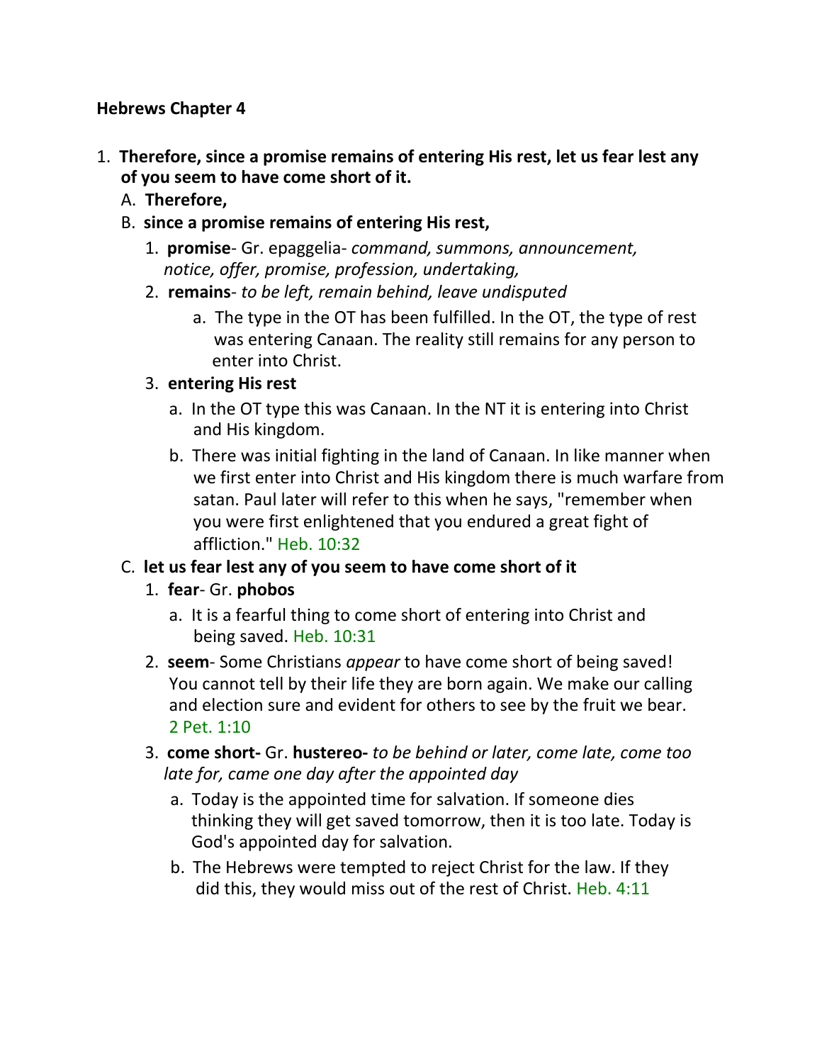**Hebrews Chapter 4**

1. **Therefore, since a promise remains of entering His rest, let us fear lest any of you seem to have come short of it.**
   A. **Therefore,**
   B. **since a promise remains of entering His rest,**
      1. **promise**- Gr. epaggelia- *command, summons, announcement, notice, offer, promise, profession, undertaking,*
      2. **remains**- *to be left, remain behind, leave undisputed*
         a. The type in the OT has been fulfilled. In the OT, the type of rest was entering Canaan. The reality still remains for any person to enter into Christ.
      3. **entering His rest**
         a. In the OT type this was Canaan. In the NT it is entering into Christ and His kingdom.
         b. There was initial fighting in the land of Canaan. In like manner when we first enter into Christ and His kingdom there is much warfare from satan. Paul later will refer to this when he says, "remember when you were first enlightened that you endured a great fight of affliction." Heb. 10:32
   C. **let us fear lest any of you seem to have come short of it**
      1. **fear**- Gr. **phobos**
         a. It is a fearful thing to come short of entering into Christ and being saved. Heb. 10:31
      2. **seem**- Some Christians *appear* to have come short of being saved! You cannot tell by their life they are born again. We make our calling and election sure and evident for others to see by the fruit we bear. 2 Pet. 1:10
      3. **come short-** Gr. **hustereo-** *to be behind or later, come late, come too late for, came one day after the appointed day*
         a. Today is the appointed time for salvation. If someone dies thinking they will get saved tomorrow, then it is too late. Today is God's appointed day for salvation.
         b. The Hebrews were tempted to reject Christ for the law. If they did this, they would miss out of the rest of Christ. Heb. 4:11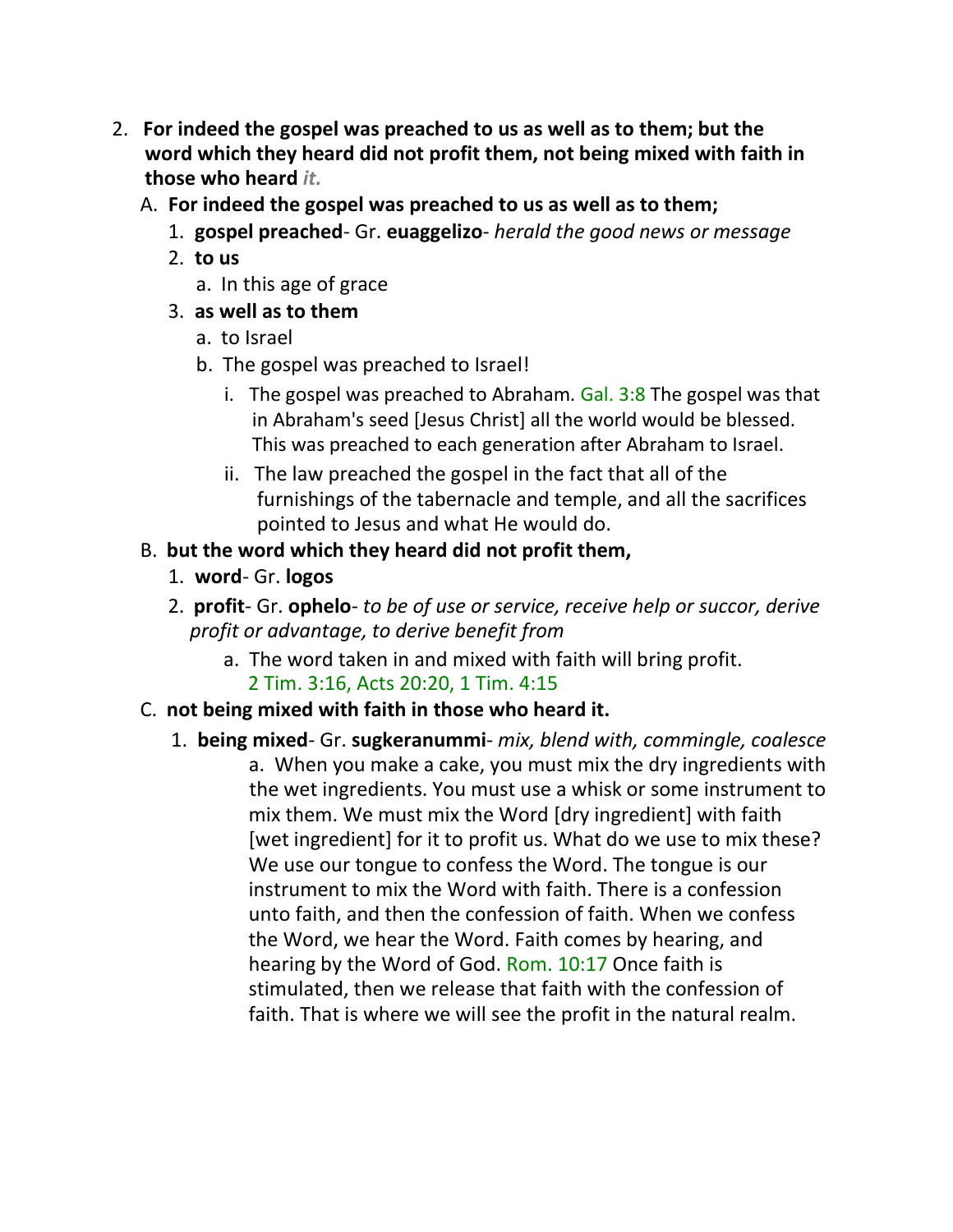2. **For indeed the gospel was preached to us as well as to them; but the word which they heard did not profit them, not being mixed with faith in those who heard** ***it.***
   A. **For indeed the gospel was preached to us as well as to them;**
      1. **gospel preached**- Gr. **euaggelizo**- *herald the good news or message*
      2. **to us**
         a. In this age of grace
      3. **as well as to them**
         a. to Israel
         b. The gospel was preached to Israel!
            i. The gospel was preached to Abraham. Gal. 3:8 The gospel was that in Abraham's seed [Jesus Christ] all the world would be blessed. This was preached to each generation after Abraham to Israel.
            ii. The law preached the gospel in the fact that all of the furnishings of the tabernacle and temple, and all the sacrifices pointed to Jesus and what He would do.
   B. **but the word which they heard did not profit them,**
      1. **word**- Gr. **logos**
      2. **profit**- Gr. **ophelo**- *to be of use or service, receive help or succor, derive profit or advantage, to derive benefit from*
         a. The word taken in and mixed with faith will bring profit. 2 Tim. 3:16, Acts 20:20, 1 Tim. 4:15
   C. **not being mixed with faith in those who heard it.**
      1. **being mixed**- Gr. **sugkeranummi**- *mix, blend with, commingle, coalesce*
         a. When you make a cake, you must mix the dry ingredients with the wet ingredients. You must use a whisk or some instrument to mix them. We must mix the Word [dry ingredient] with faith [wet ingredient] for it to profit us. What do we use to mix these? We use our tongue to confess the Word. The tongue is our instrument to mix the Word with faith. There is a confession unto faith, and then the confession of faith. When we confess the Word, we hear the Word. Faith comes by hearing, and hearing by the Word of God. Rom. 10:17 Once faith is stimulated, then we release that faith with the confession of faith. That is where we will see the profit in the natural realm.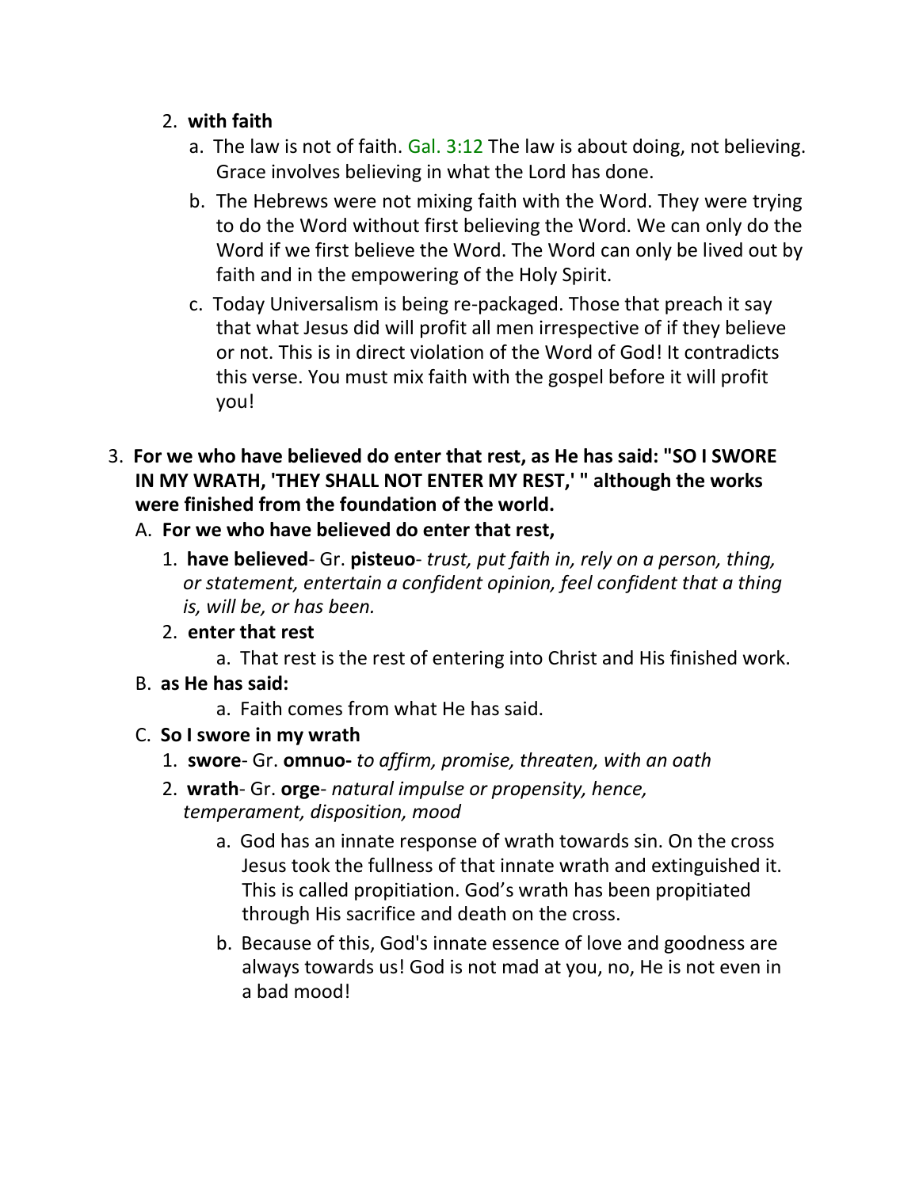2. **with faith**
    a. The law is not of faith. Gal. 3:12 The law is about doing, not believing. Grace involves believing in what the Lord has done.
    b. The Hebrews were not mixing faith with the Word. They were trying to do the Word without first believing the Word. We can only do the Word if we first believe the Word. The Word can only be lived out by faith and in the empowering of the Holy Spirit.
    c. Today Universalism is being re-packaged. Those that preach it say that what Jesus did will profit all men irrespective of if they believe or not. This is in direct violation of the Word of God! It contradicts this verse. You must mix faith with the gospel before it will profit you!

3. **For we who have believed do enter that rest, as He has said: "SO I SWORE IN MY WRATH, 'THEY SHALL NOT ENTER MY REST,' " although the works were finished from the foundation of the world.**

    A. **For we who have believed do enter that rest,**
        1. **have believed**- Gr. **pisteuo**- *trust, put faith in, rely on a person, thing, or statement, entertain a confident opinion, feel confident that a thing is, will be, or has been.*
        2. **enter that rest**
            a. That rest is the rest of entering into Christ and His finished work.

    B. **as He has said:**
        a. Faith comes from what He has said.

    C. **So I swore in my wrath**
        1. **swore**- Gr. **omnuo-** *to affirm, promise, threaten, with an oath*
        2. **wrath**- Gr. **orge**- *natural impulse or propensity, hence, temperament, disposition, mood*
            a. God has an innate response of wrath towards sin. On the cross Jesus took the fullness of that innate wrath and extinguished it. This is called propitiation. God's wrath has been propitiated through His sacrifice and death on the cross.
            b. Because of this, God's innate essence of love and goodness are always towards us! God is not mad at you, no, He is not even in a bad mood!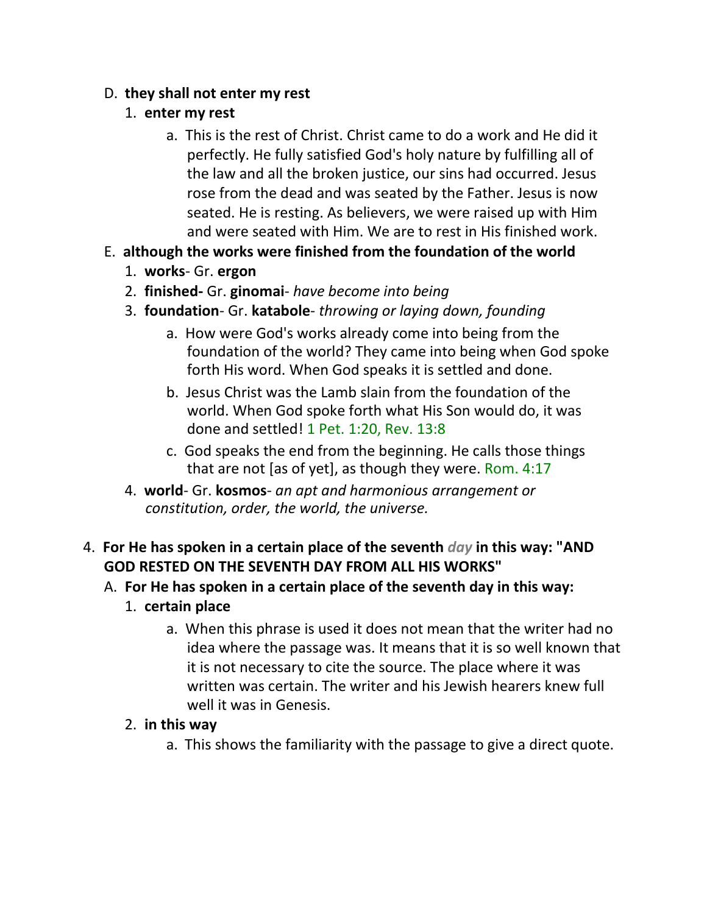D. **they shall not enter my rest**

   1. **enter my rest**

      a. This is the rest of Christ. Christ came to do a work and He did it perfectly. He fully satisfied God's holy nature by fulfilling all of the law and all the broken justice, our sins had occurred. Jesus rose from the dead and was seated by the Father. Jesus is now seated. He is resting. As believers, we were raised up with Him and were seated with Him. We are to rest in His finished work.

E. **although the works were finished from the foundation of the world**

   1. **works**- Gr. **ergon**
   2. **finished-** Gr. **ginomai**- *have become into being*
   3. **foundation**- Gr. **katabole**- *throwing or laying down, founding*

      a. How were God's works already come into being from the foundation of the world? They came into being when God spoke forth His word. When God speaks it is settled and done.

      b. Jesus Christ was the Lamb slain from the foundation of the world. When God spoke forth what His Son would do, it was done and settled! 1 Pet. 1:20, Rev. 13:8

      c. God speaks the end from the beginning. He calls those things that are not [as of yet], as though they were. Rom. 4:17

   4. **world**- Gr. **kosmos**- *an apt and harmonious arrangement or constitution, order, the world, the universe.*

4. **For He has spoken in a certain place of the seventh *day* in this way: "AND GOD RESTED ON THE SEVENTH DAY FROM ALL HIS WORKS"**

   A. **For He has spoken in a certain place of the seventh day in this way:**

      1. **certain place**

         a. When this phrase is used it does not mean that the writer had no idea where the passage was. It means that it is so well known that it is not necessary to cite the source. The place where it was written was certain. The writer and his Jewish hearers knew full well it was in Genesis.

      2. **in this way**

         a. This shows the familiarity with the passage to give a direct quote.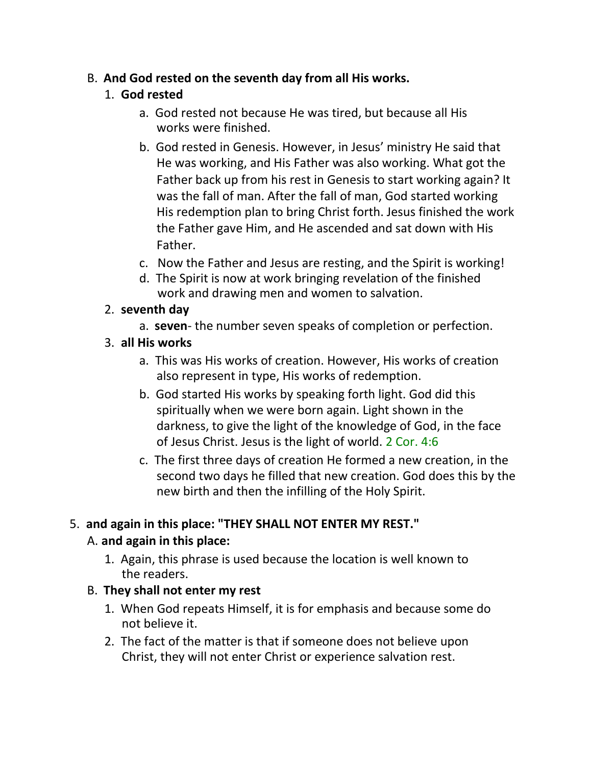B. **And God rested on the seventh day from all His works.**

1. **God rested**
    a. God rested not because He was tired, but because all His works were finished.
    b. God rested in Genesis. However, in Jesus' ministry He said that He was working, and His Father was also working. What got the Father back up from his rest in Genesis to start working again? It was the fall of man. After the fall of man, God started working His redemption plan to bring Christ forth. Jesus finished the work the Father gave Him, and He ascended and sat down with His Father.
    c. Now the Father and Jesus are resting, and the Spirit is working!
    d. The Spirit is now at work bringing revelation of the finished work and drawing men and women to salvation.
2. **seventh day**
    a. **seven**- the number seven speaks of completion or perfection.
3. **all His works**
    a. This was His works of creation. However, His works of creation also represent in type, His works of redemption.
    b. God started His works by speaking forth light. God did this spiritually when we were born again. Light shown in the darkness, to give the light of the knowledge of God, in the face of Jesus Christ. Jesus is the light of world. 2 Cor. 4:6
    c. The first three days of creation He formed a new creation, in the second two days he filled that new creation. God does this by the new birth and then the infilling of the Holy Spirit.

5. **and again in this place: "THEY SHALL NOT ENTER MY REST."**

A. **and again in this place:**

1. Again, this phrase is used because the location is well known to the readers.

B. **They shall not enter my rest**

1. When God repeats Himself, it is for emphasis and because some do not believe it.
2. The fact of the matter is that if someone does not believe upon Christ, they will not enter Christ or experience salvation rest.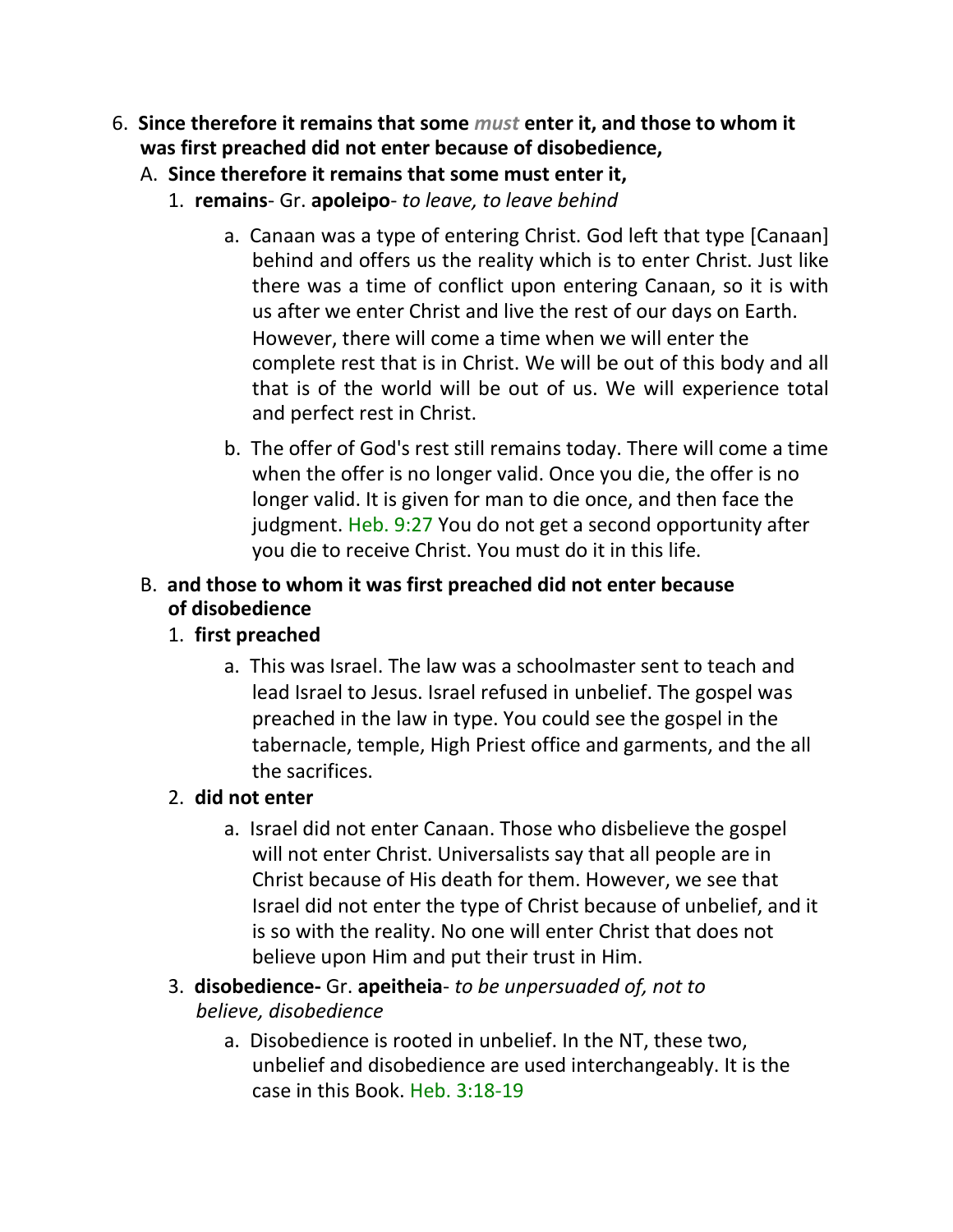6. **Since therefore it remains that some *must* enter it, and those to whom it was first preached did not enter because of disobedience,**

   A. **Since therefore it remains that some must enter it,**

      1. **remains**- Gr. **apoleipo**- *to leave, to leave behind*

         a. Canaan was a type of entering Christ. God left that type [Canaan] behind and offers us the reality which is to enter Christ. Just like there was a time of conflict upon entering Canaan, so it is with us after we enter Christ and live the rest of our days on Earth. However, there will come a time when we will enter the complete rest that is in Christ. We will be out of this body and all that is of the world will be out of us. We will experience total and perfect rest in Christ.

         b. The offer of God's rest still remains today. There will come a time when the offer is no longer valid. Once you die, the offer is no longer valid. It is given for man to die once, and then face the judgment. Heb. 9:27 You do not get a second opportunity after you die to receive Christ. You must do it in this life.

   B. **and those to whom it was first preached did not enter because of disobedience**

      1. **first preached**

         a. This was Israel. The law was a schoolmaster sent to teach and lead Israel to Jesus. Israel refused in unbelief. The gospel was preached in the law in type. You could see the gospel in the tabernacle, temple, High Priest office and garments, and the all the sacrifices.

      2. **did not enter**

         a. Israel did not enter Canaan. Those who disbelieve the gospel will not enter Christ. Universalists say that all people are in Christ because of His death for them. However, we see that Israel did not enter the type of Christ because of unbelief, and it is so with the reality. No one will enter Christ that does not believe upon Him and put their trust in Him.

      3. **disobedience-** Gr. **apeitheia**- *to be unpersuaded of, not to believe, disobedience*

         a. Disobedience is rooted in unbelief. In the NT, these two, unbelief and disobedience are used interchangeably. It is the case in this Book. Heb. 3:18-19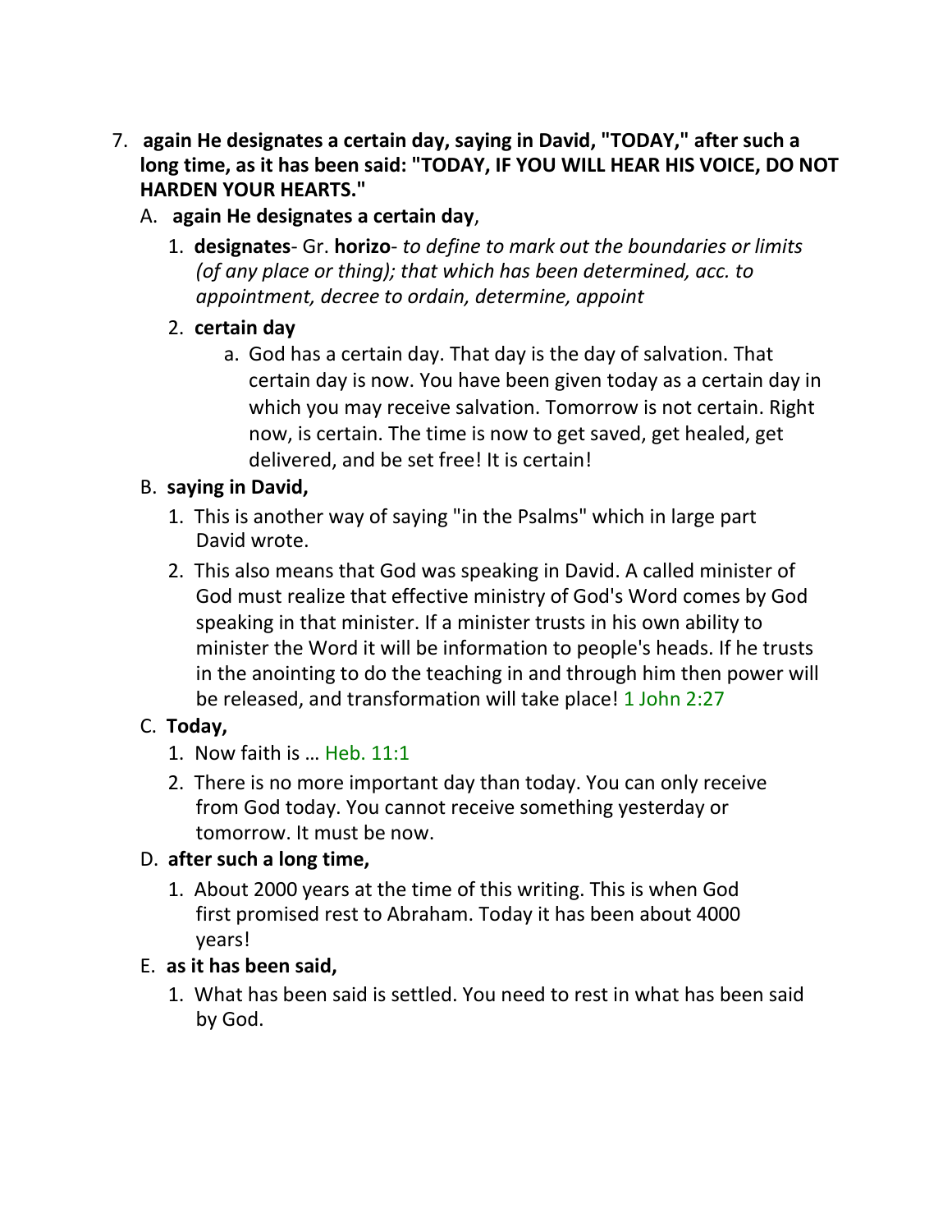7. **again He designates a certain day, saying in David, "TODAY," after such a long time, as it has been said: "TODAY, IF YOU WILL HEAR HIS VOICE, DO NOT HARDEN YOUR HEARTS."**
   A. **again He designates a certain day**,
      1. **designates**- Gr. **horizo**- *to define to mark out the boundaries or limits (of any place or thing); that which has been determined, acc. to appointment, decree to ordain, determine, appoint*
      2. **certain day**
         a. God has a certain day. That day is the day of salvation. That certain day is now. You have been given today as a certain day in which you may receive salvation. Tomorrow is not certain. Right now, is certain. The time is now to get saved, get healed, get delivered, and be set free! It is certain!
   B. **saying in David,**
      1. This is another way of saying "in the Psalms" which in large part David wrote.
      2. This also means that God was speaking in David. A called minister of God must realize that effective ministry of God's Word comes by God speaking in that minister. If a minister trusts in his own ability to minister the Word it will be information to people's heads. If he trusts in the anointing to do the teaching in and through him then power will be released, and transformation will take place! 1 John 2:27
   C. **Today,**
      1. Now faith is … Heb. 11:1
      2. There is no more important day than today. You can only receive from God today. You cannot receive something yesterday or tomorrow. It must be now.
   D. **after such a long time,**
      1. About 2000 years at the time of this writing. This is when God first promised rest to Abraham. Today it has been about 4000 years!
   E. **as it has been said,**
      1. What has been said is settled. You need to rest in what has been said by God.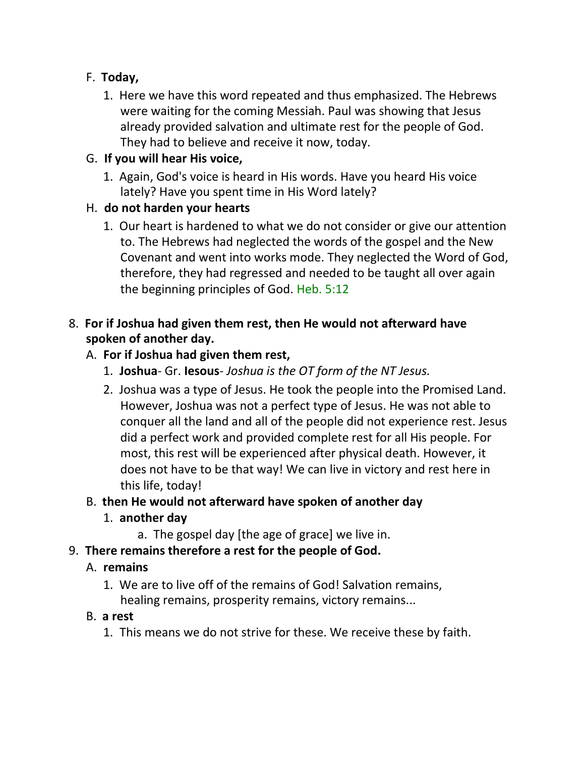F. **Today,**

1. Here we have this word repeated and thus emphasized. The Hebrews were waiting for the coming Messiah. Paul was showing that Jesus already provided salvation and ultimate rest for the people of God. They had to believe and receive it now, today.

G. **If you will hear His voice,**

1. Again, God's voice is heard in His words. Have you heard His voice lately? Have you spent time in His Word lately?

H. **do not harden your hearts**

1. Our heart is hardened to what we do not consider or give our attention to. The Hebrews had neglected the words of the gospel and the New Covenant and went into works mode. They neglected the Word of God, therefore, they had regressed and needed to be taught all over again the beginning principles of God. Heb. 5:12

8. **For if Joshua had given them rest, then He would not afterward have spoken of another day.**

A. **For if Joshua had given them rest,**

1. **Joshua**- Gr. **Iesous**- *Joshua is the OT form of the NT Jesus.*
2. Joshua was a type of Jesus. He took the people into the Promised Land. However, Joshua was not a perfect type of Jesus. He was not able to conquer all the land and all of the people did not experience rest. Jesus did a perfect work and provided complete rest for all His people. For most, this rest will be experienced after physical death. However, it does not have to be that way! We can live in victory and rest here in this life, today!

B. **then He would not afterward have spoken of another day**

1. **another day**

a. The gospel day [the age of grace] we live in.

9. **There remains therefore a rest for the people of God.**

A. **remains**

1. We are to live off of the remains of God! Salvation remains, healing remains, prosperity remains, victory remains...

B. **a rest**

1. This means we do not strive for these. We receive these by faith.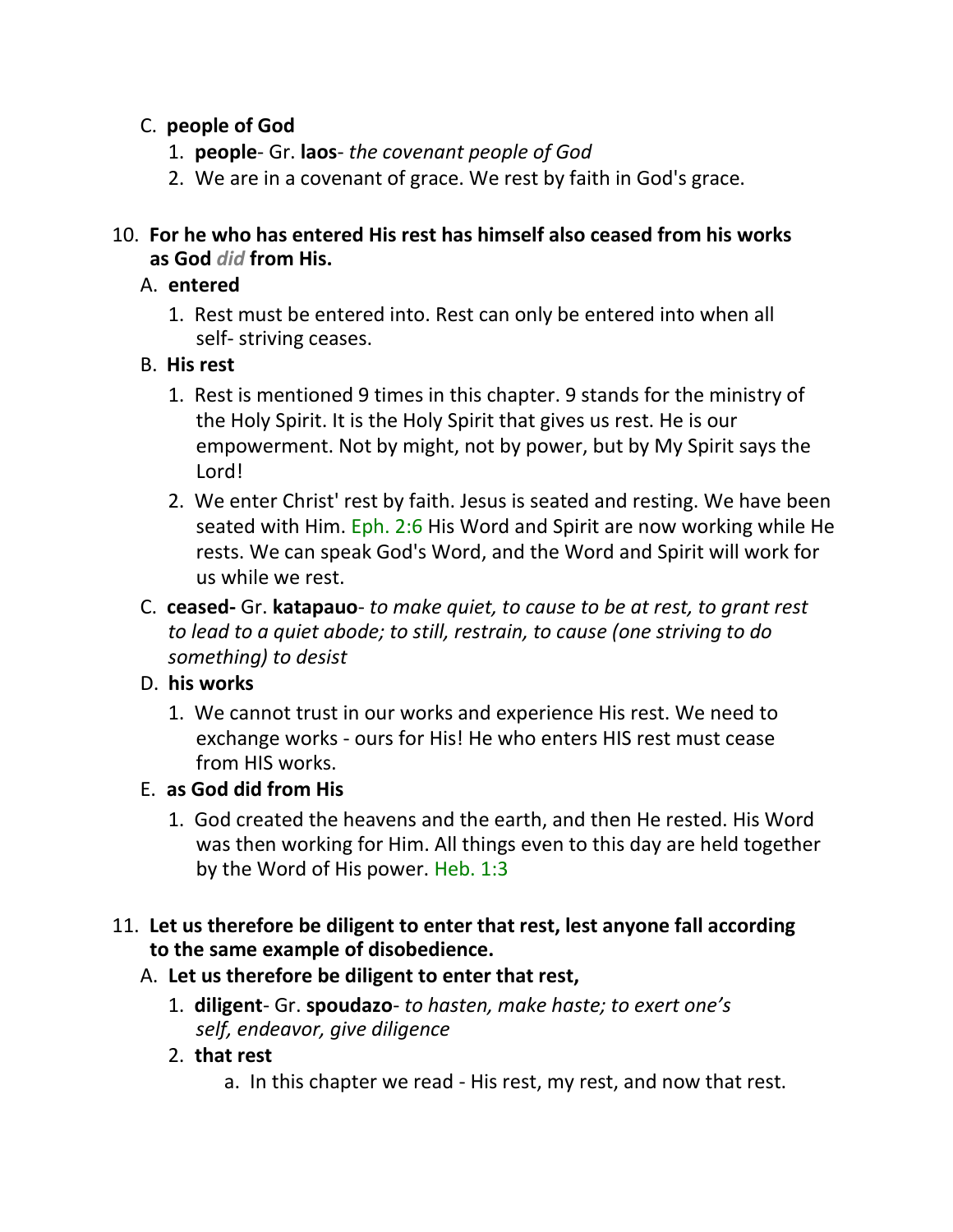C. **people of God**

1. **people**- Gr. **laos**- *the covenant people of God*
2. We are in a covenant of grace. We rest by faith in God's grace.

10. **For he who has entered His rest has himself also ceased from his works as God *did* from His.**

A. **entered**

1. Rest must be entered into. Rest can only be entered into when all self- striving ceases.

B. **His rest**

1. Rest is mentioned 9 times in this chapter. 9 stands for the ministry of the Holy Spirit. It is the Holy Spirit that gives us rest. He is our empowerment. Not by might, not by power, but by My Spirit says the Lord!
2. We enter Christ' rest by faith. Jesus is seated and resting. We have been seated with Him. Eph. 2:6 His Word and Spirit are now working while He rests. We can speak God's Word, and the Word and Spirit will work for us while we rest.

C. **ceased-** Gr. **katapauo**- *to make quiet, to cause to be at rest, to grant rest to lead to a quiet abode; to still, restrain, to cause (one striving to do something) to desist*

D. **his works**

1. We cannot trust in our works and experience His rest. We need to exchange works - ours for His! He who enters HIS rest must cease from HIS works.

E. **as God did from His**

1. God created the heavens and the earth, and then He rested. His Word was then working for Him. All things even to this day are held together by the Word of His power. Heb. 1:3

11. **Let us therefore be diligent to enter that rest, lest anyone fall according to the same example of disobedience.**

A. **Let us therefore be diligent to enter that rest,**

1. **diligent**- Gr. **spoudazo**- *to hasten, make haste; to exert one's self, endeavor, give diligence*
2. **that rest**
   a. In this chapter we read - His rest, my rest, and now that rest.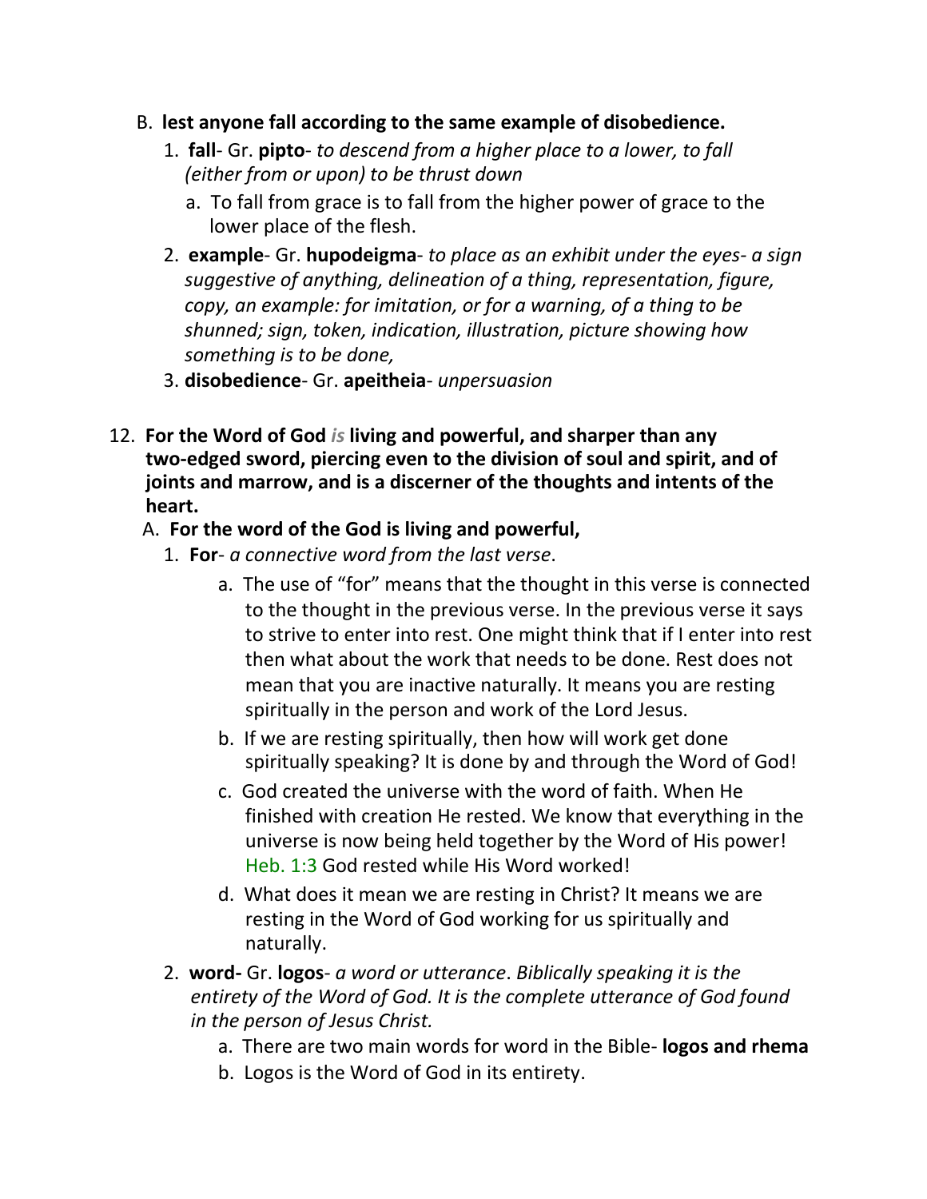B. **lest anyone fall according to the same example of disobedience.**

1. **fall**- Gr. **pipto**- *to descend from a higher place to a lower, to fall (either from or upon) to be thrust down*
   a. To fall from grace is to fall from the higher power of grace to the lower place of the flesh.
2. **example**- Gr. **hupodeigma**- *to place as an exhibit under the eyes- a sign suggestive of anything, delineation of a thing, representation, figure, copy, an example: for imitation, or for a warning, of a thing to be shunned; sign, token, indication, illustration, picture showing how something is to be done,*
3. **disobedience**- Gr. **apeitheia**- *unpersuasion*

12. **For the Word of God *is* living and powerful, and sharper than any two-edged sword, piercing even to the division of soul and spirit, and of joints and marrow, and is a discerner of the thoughts and intents of the heart.**

A. **For the word of the God is living and powerful,**

1. **For**- *a connective word from the last verse*.
   a. The use of "for" means that the thought in this verse is connected to the thought in the previous verse. In the previous verse it says to strive to enter into rest. One might think that if I enter into rest then what about the work that needs to be done. Rest does not mean that you are inactive naturally. It means you are resting spiritually in the person and work of the Lord Jesus.
   b. If we are resting spiritually, then how will work get done spiritually speaking? It is done by and through the Word of God!
   c. God created the universe with the word of faith. When He finished with creation He rested. We know that everything in the universe is now being held together by the Word of His power! Heb. 1:3 God rested while His Word worked!
   d. What does it mean we are resting in Christ? It means we are resting in the Word of God working for us spiritually and naturally.
2. **word-** Gr. **logos**- *a word or utterance*. *Biblically speaking it is the entirety of the Word of God. It is the complete utterance of God found in the person of Jesus Christ.*
   a. There are two main words for word in the Bible- **logos and rhema**
   b. Logos is the Word of God in its entirety.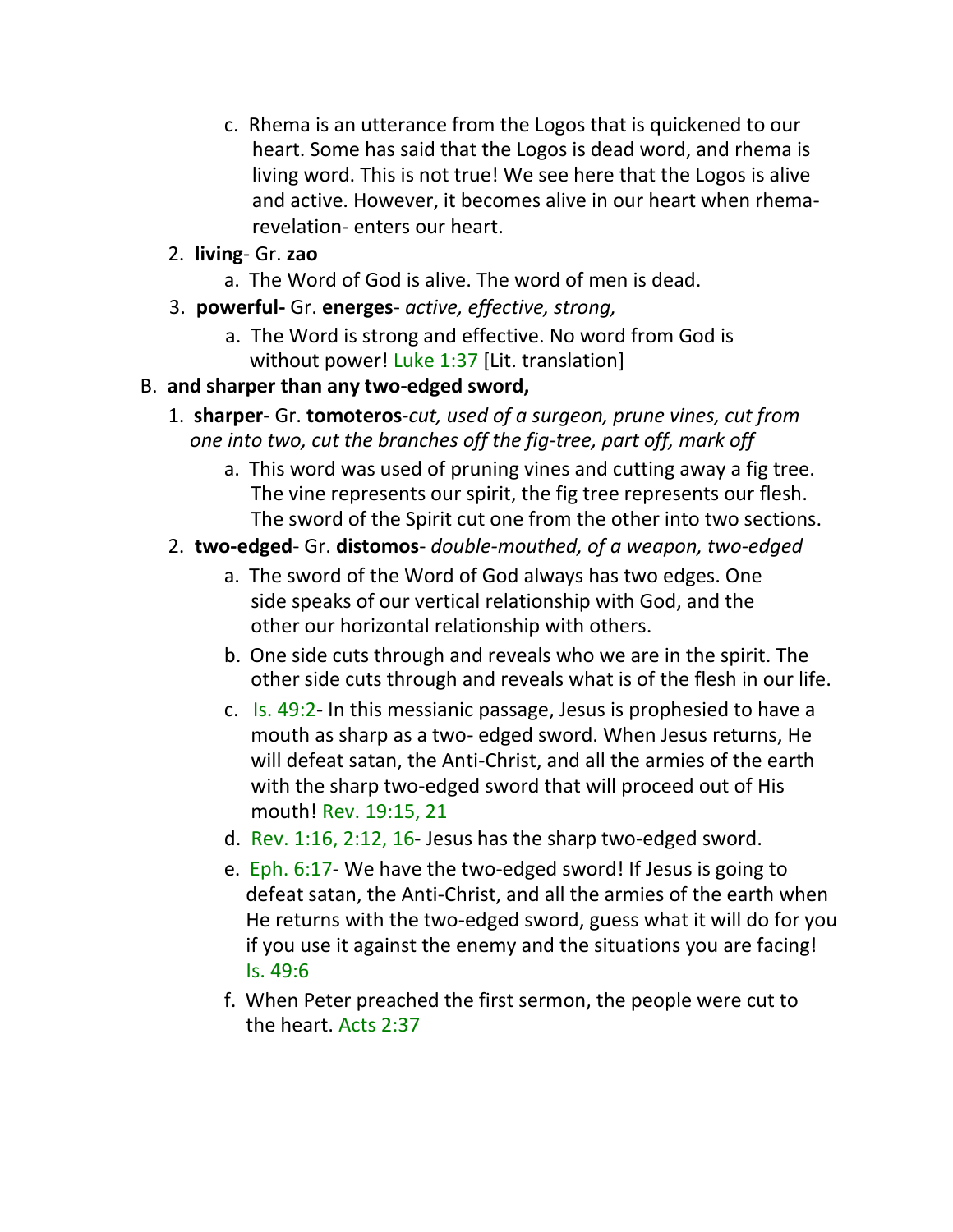c. Rhema is an utterance from the Logos that is quickened to our heart. Some has said that the Logos is dead word, and rhema is living word. This is not true! We see here that the Logos is alive and active. However, it becomes alive in our heart when rhema-revelation- enters our heart.

2. **living**- Gr. **zao**
    a. The Word of God is alive. The word of men is dead.
3. **powerful-** Gr. **energes**- *active, effective, strong,*
    a. The Word is strong and effective. No word from God is without power! Luke 1:37 [Lit. translation]

B. **and sharper than any two-edged sword,**

1. **sharper**- Gr. **tomoteros**-*cut, used of a surgeon, prune vines, cut from one into two, cut the branches off the fig-tree, part off, mark off*
    a. This word was used of pruning vines and cutting away a fig tree. The vine represents our spirit, the fig tree represents our flesh. The sword of the Spirit cut one from the other into two sections.
2. **two-edged**- Gr. **distomos**- *double-mouthed, of a weapon, two-edged*
    a. The sword of the Word of God always has two edges. One side speaks of our vertical relationship with God, and the other our horizontal relationship with others.
    b. One side cuts through and reveals who we are in the spirit. The other side cuts through and reveals what is of the flesh in our life.
    c. Is. 49:2- In this messianic passage, Jesus is prophesied to have a mouth as sharp as a two- edged sword. When Jesus returns, He will defeat satan, the Anti-Christ, and all the armies of the earth with the sharp two-edged sword that will proceed out of His mouth! Rev. 19:15, 21
    d. Rev. 1:16, 2:12, 16- Jesus has the sharp two-edged sword.
    e. Eph. 6:17- We have the two-edged sword! If Jesus is going to defeat satan, the Anti-Christ, and all the armies of the earth when He returns with the two-edged sword, guess what it will do for you if you use it against the enemy and the situations you are facing! Is. 49:6
    f. When Peter preached the first sermon, the people were cut to the heart. Acts 2:37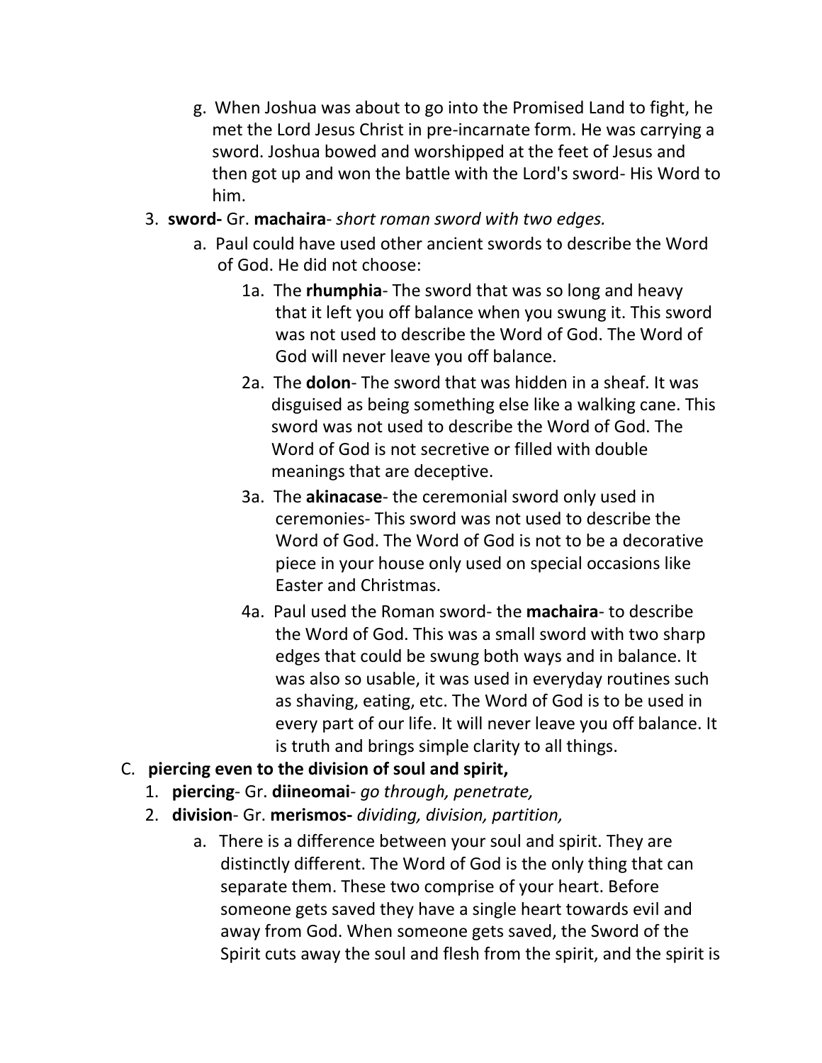g. When Joshua was about to go into the Promised Land to fight, he met the Lord Jesus Christ in pre-incarnate form. He was carrying a sword. Joshua bowed and worshipped at the feet of Jesus and then got up and won the battle with the Lord's sword- His Word to him.

3. **sword-** Gr. **machaira**- *short roman sword with two edges.*

   a. Paul could have used other ancient swords to describe the Word of God. He did not choose:

      1a. The **rhumphia**- The sword that was so long and heavy that it left you off balance when you swung it. This sword was not used to describe the Word of God. The Word of God will never leave you off balance.

      2a. The **dolon**- The sword that was hidden in a sheaf. It was disguised as being something else like a walking cane. This sword was not used to describe the Word of God. The Word of God is not secretive or filled with double meanings that are deceptive.

      3a. The **akinacase**- the ceremonial sword only used in ceremonies- This sword was not used to describe the Word of God. The Word of God is not to be a decorative piece in your house only used on special occasions like Easter and Christmas.

      4a. Paul used the Roman sword- the **machaira**- to describe the Word of God. This was a small sword with two sharp edges that could be swung both ways and in balance. It was also so usable, it was used in everyday routines such as shaving, eating, etc. The Word of God is to be used in every part of our life. It will never leave you off balance. It is truth and brings simple clarity to all things.

C. **piercing even to the division of soul and spirit,**

1. **piercing**- Gr. **diineomai**- *go through, penetrate,*

2. **division**- Gr. **merismos-** *dividing, division, partition,*

   a. There is a difference between your soul and spirit. They are distinctly different. The Word of God is the only thing that can separate them. These two comprise of your heart. Before someone gets saved they have a single heart towards evil and away from God. When someone gets saved, the Sword of the Spirit cuts away the soul and flesh from the spirit, and the spirit is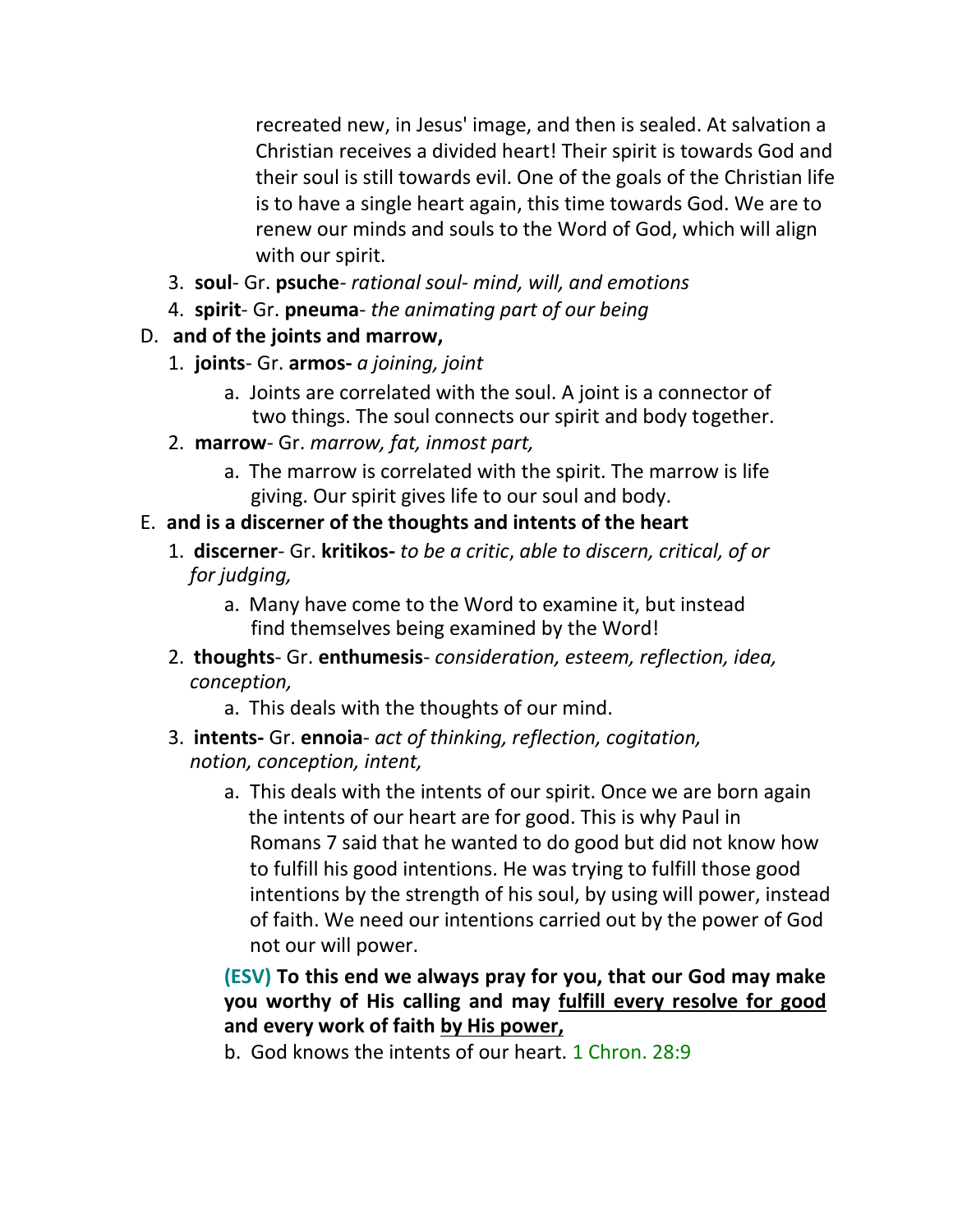recreated new, in Jesus' image, and then is sealed. At salvation a Christian receives a divided heart! Their spirit is towards God and their soul is still towards evil. One of the goals of the Christian life is to have a single heart again, this time towards God. We are to renew our minds and souls to the Word of God, which will align with our spirit.

3. **soul**- Gr. **psuche**- *rational soul- mind, will, and emotions*
4. **spirit**- Gr. **pneuma**- *the animating part of our being*

D. **and of the joints and marrow,**

1. **joints**- Gr. **armos-** *a joining, joint*
    a. Joints are correlated with the soul. A joint is a connector of two things. The soul connects our spirit and body together.
2. **marrow**- Gr. *marrow, fat, inmost part,*
    a. The marrow is correlated with the spirit. The marrow is life giving. Our spirit gives life to our soul and body.

E. **and is a discerner of the thoughts and intents of the heart**

1. **discerner**- Gr. **kritikos-** *to be a critic*, *able to discern, critical, of or for judging,*
    a. Many have come to the Word to examine it, but instead find themselves being examined by the Word!
2. **thoughts**- Gr. **enthumesis**- *consideration, esteem, reflection, idea, conception,*
    a. This deals with the thoughts of our mind.
3. **intents-** Gr. **ennoia**- *act of thinking, reflection, cogitation, notion, conception, intent,*
    a. This deals with the intents of our spirit. Once we are born again the intents of our heart are for good. This is why Paul in Romans 7 said that he wanted to do good but did not know how to fulfill his good intentions. He was trying to fulfill those good intentions by the strength of his soul, by using will power, instead of faith. We need our intentions carried out by the power of God not our will power.

    **(ESV) To this end we always pray for you, that our God may make you worthy of His calling and may <u>fulfill every resolve for good</u> and every work of faith <u>by His power,</u>**

    b. God knows the intents of our heart. 1 Chron. 28:9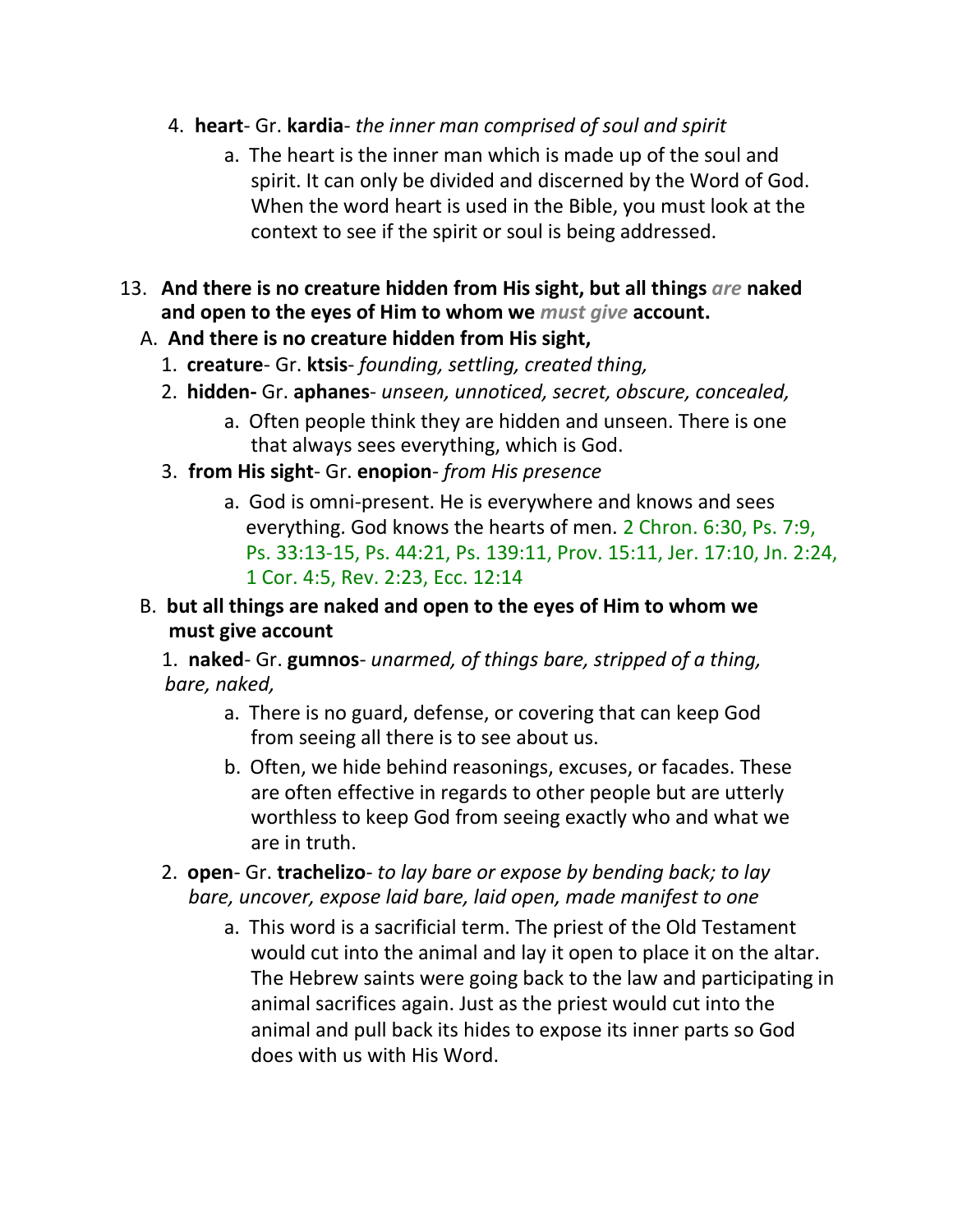4. **heart**- Gr. **kardia**- *the inner man comprised of soul and spirit*
    a. The heart is the inner man which is made up of the soul and spirit. It can only be divided and discerned by the Word of God. When the word heart is used in the Bible, you must look at the context to see if the spirit or soul is being addressed.

13. **And there is no creature hidden from His sight, but all things *are* naked and open to the eyes of Him to whom we *must give* account.**

A. **And there is no creature hidden from His sight,**

1. **creature**- Gr. **ktsis**- *founding, settling, created thing,*
2. **hidden-** Gr. **aphanes**- *unseen, unnoticed, secret, obscure, concealed,*
    a. Often people think they are hidden and unseen. There is one that always sees everything, which is God.
3. **from His sight**- Gr. **enopion**- *from His presence*
    a. God is omni-present. He is everywhere and knows and sees everything. God knows the hearts of men. 2 Chron. 6:30, Ps. 7:9, Ps. 33:13-15, Ps. 44:21, Ps. 139:11, Prov. 15:11, Jer. 17:10, Jn. 2:24, 1 Cor. 4:5, Rev. 2:23, Ecc. 12:14

B. **but all things are naked and open to the eyes of Him to whom we must give account**

1. **naked**- Gr. **gumnos**- *unarmed, of things bare, stripped of a thing, bare, naked,*
    a. There is no guard, defense, or covering that can keep God from seeing all there is to see about us.
    b. Often, we hide behind reasonings, excuses, or facades. These are often effective in regards to other people but are utterly worthless to keep God from seeing exactly who and what we are in truth.
2. **open**- Gr. **trachelizo**- *to lay bare or expose by bending back; to lay bare, uncover, expose laid bare, laid open, made manifest to one*
    a. This word is a sacrificial term. The priest of the Old Testament would cut into the animal and lay it open to place it on the altar. The Hebrew saints were going back to the law and participating in animal sacrifices again. Just as the priest would cut into the animal and pull back its hides to expose its inner parts so God does with us with His Word.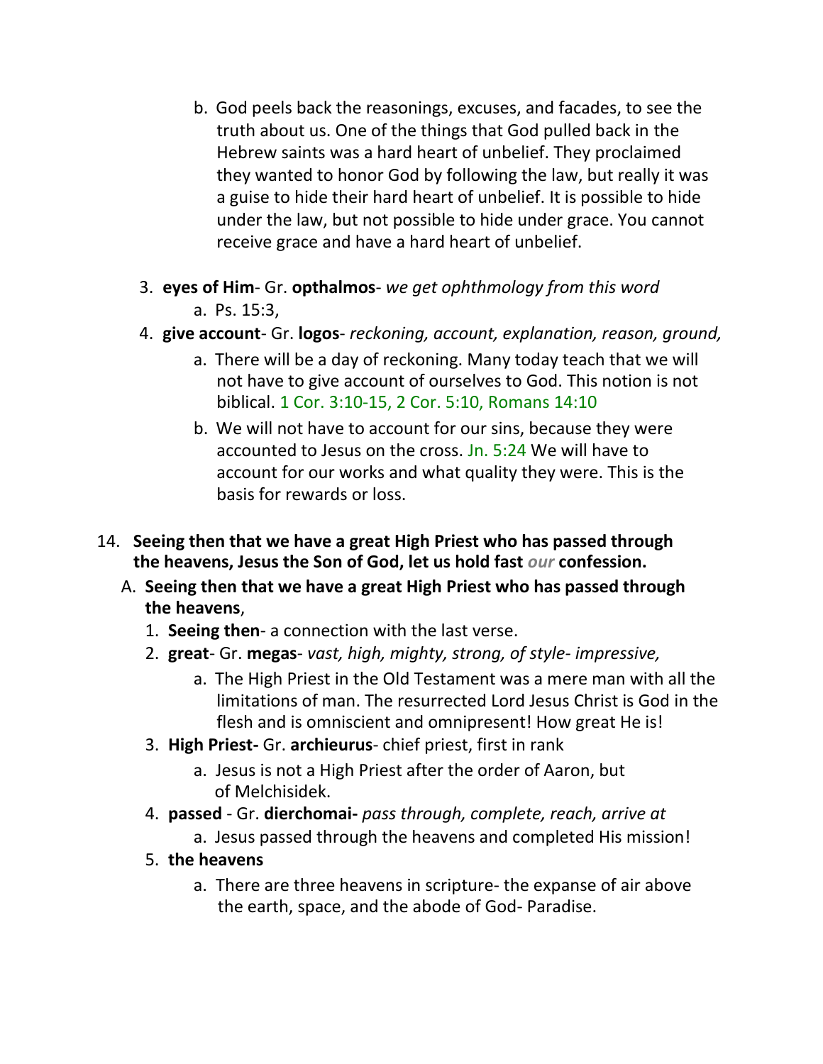b. God peels back the reasonings, excuses, and facades, to see the truth about us. One of the things that God pulled back in the Hebrew saints was a hard heart of unbelief. They proclaimed they wanted to honor God by following the law, but really it was a guise to hide their hard heart of unbelief. It is possible to hide under the law, but not possible to hide under grace. You cannot receive grace and have a hard heart of unbelief.

3. **eyes of Him**- Gr. **opthalmos**- *we get ophthmology from this word*
   a. Ps. 15:3,
4. **give account**- Gr. **logos**- *reckoning, account, explanation, reason, ground,*
   a. There will be a day of reckoning. Many today teach that we will not have to give account of ourselves to God. This notion is not biblical. 1 Cor. 3:10-15, 2 Cor. 5:10, Romans 14:10
   b. We will not have to account for our sins, because they were accounted to Jesus on the cross. Jn. 5:24 We will have to account for our works and what quality they were. This is the basis for rewards or loss.

14. **Seeing then that we have a great High Priest who has passed through the heavens, Jesus the Son of God, let us hold fast** ***our*** **confession.**

A. **Seeing then that we have a great High Priest who has passed through the heavens**,

1. **Seeing then**- a connection with the last verse.
2. **great**- Gr. **megas**- *vast, high, mighty, strong, of style- impressive,*
   a. The High Priest in the Old Testament was a mere man with all the limitations of man. The resurrected Lord Jesus Christ is God in the flesh and is omniscient and omnipresent! How great He is!
3. **High Priest-** Gr. **archieurus**- chief priest, first in rank
   a. Jesus is not a High Priest after the order of Aaron, but of Melchisidek.
4. **passed** - Gr. **dierchomai-** *pass through, complete, reach, arrive at*
   a. Jesus passed through the heavens and completed His mission!
5. **the heavens**
   a. There are three heavens in scripture- the expanse of air above the earth, space, and the abode of God- Paradise.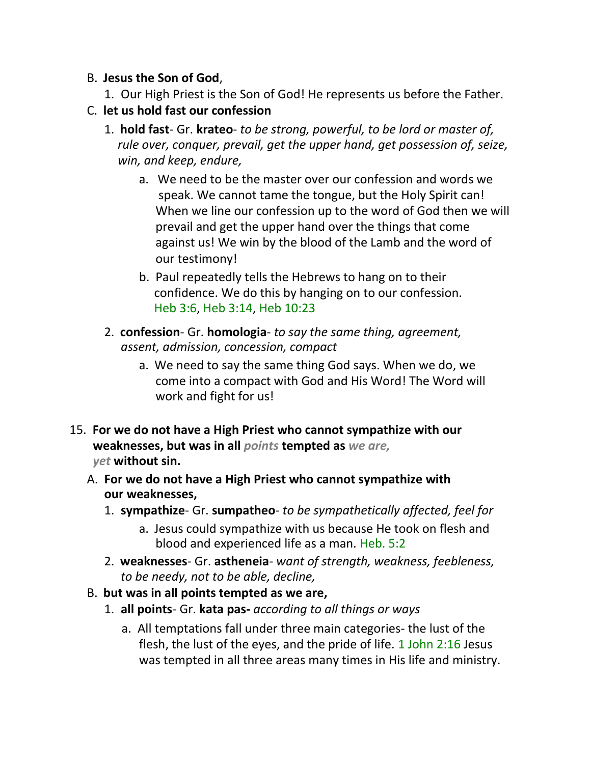B. **Jesus the Son of God**,

1. Our High Priest is the Son of God! He represents us before the Father.

C. **let us hold fast our confession**

1. **hold fast**- Gr. **krateo**- *to be strong, powerful, to be lord or master of, rule over, conquer, prevail, get the upper hand, get possession of, seize, win, and keep, endure,*

   a. We need to be the master over our confession and words we speak. We cannot tame the tongue, but the Holy Spirit can! When we line our confession up to the word of God then we will prevail and get the upper hand over the things that come against us! We win by the blood of the Lamb and the word of our testimony!

   b. Paul repeatedly tells the Hebrews to hang on to their confidence. We do this by hanging on to our confession. Heb 3:6, Heb 3:14, Heb 10:23

2. **confession**- Gr. **homologia**- *to say the same thing, agreement, assent, admission, concession, compact*

   a. We need to say the same thing God says. When we do, we come into a compact with God and His Word! The Word will work and fight for us!

15. **For we do not have a High Priest who cannot sympathize with our weaknesses, but was in all** *points* **tempted as** *we are, yet* **without sin.**

A. **For we do not have a High Priest who cannot sympathize with our weaknesses,**

1. **sympathize**- Gr. **sumpatheo**- *to be sympathetically affected, feel for*

   a. Jesus could sympathize with us because He took on flesh and blood and experienced life as a man. Heb. 5:2

2. **weaknesses**- Gr. **astheneia**- *want of strength, weakness, feebleness, to be needy, not to be able, decline,*

B. **but was in all points tempted as we are,**

1. **all points**- Gr. **kata pas-** *according to all things or ways*

   a. All temptations fall under three main categories- the lust of the flesh, the lust of the eyes, and the pride of life. 1 John 2:16 Jesus was tempted in all three areas many times in His life and ministry.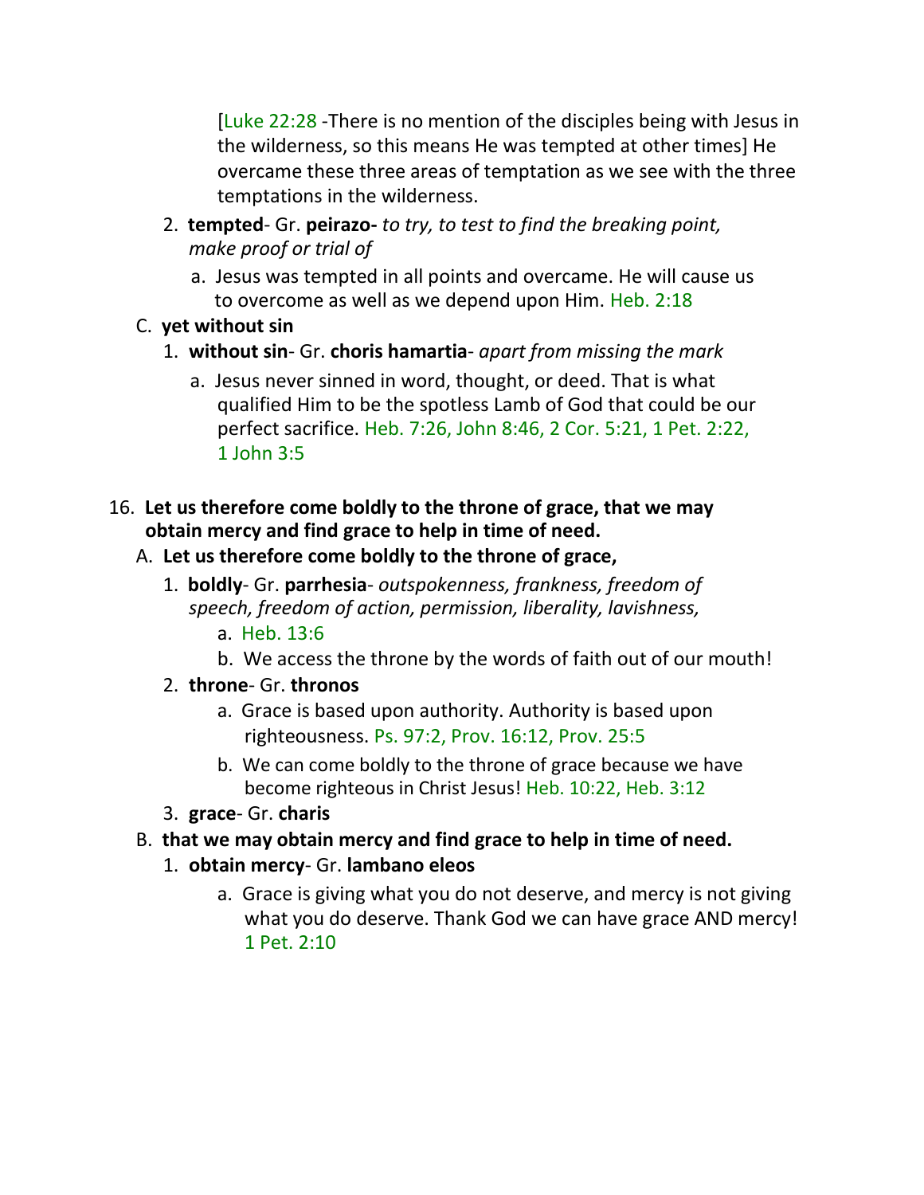[Luke 22:28 -There is no mention of the disciples being with Jesus in the wilderness, so this means He was tempted at other times] He overcame these three areas of temptation as we see with the three temptations in the wilderness.

2. **tempted**- Gr. **peirazo-** *to try, to test to find the breaking point, make proof or trial of*
   a. Jesus was tempted in all points and overcame. He will cause us to overcome as well as we depend upon Him. Heb. 2:18

C. **yet without sin**

1. **without sin**- Gr. **choris hamartia**- *apart from missing the mark*
   a. Jesus never sinned in word, thought, or deed. That is what qualified Him to be the spotless Lamb of God that could be our perfect sacrifice. Heb. 7:26, John 8:46, 2 Cor. 5:21, 1 Pet. 2:22, 1 John 3:5

16. **Let us therefore come boldly to the throne of grace, that we may obtain mercy and find grace to help in time of need.**

A. **Let us therefore come boldly to the throne of grace,**

1. **boldly**- Gr. **parrhesia**- *outspokenness, frankness, freedom of speech, freedom of action, permission, liberality, lavishness,*
   a. Heb. 13:6
   b. We access the throne by the words of faith out of our mouth!
2. **throne**- Gr. **thronos**
   a. Grace is based upon authority. Authority is based upon righteousness. Ps. 97:2, Prov. 16:12, Prov. 25:5
   b. We can come boldly to the throne of grace because we have become righteous in Christ Jesus! Heb. 10:22, Heb. 3:12
3. **grace**- Gr. **charis**

B. **that we may obtain mercy and find grace to help in time of need.**

1. **obtain mercy**- Gr. **lambano eleos**
   a. Grace is giving what you do not deserve, and mercy is not giving what you do deserve. Thank God we can have grace AND mercy! 1 Pet. 2:10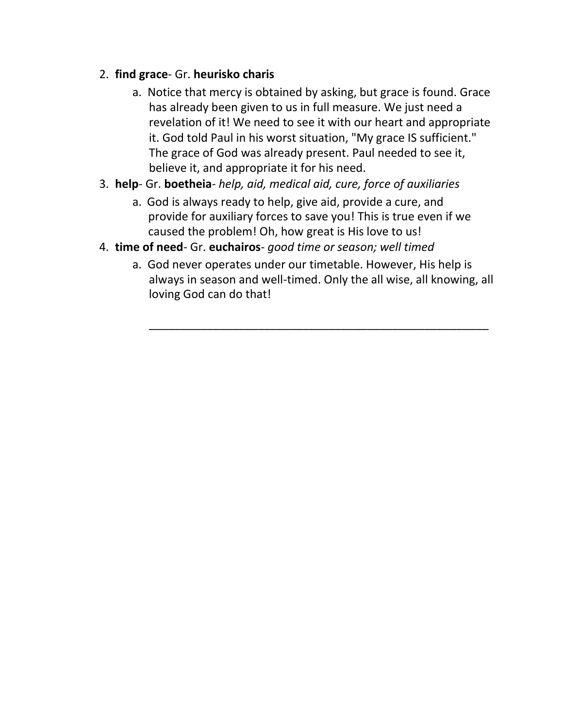2. **find grace**- Gr. **heurisko charis**
    a. Notice that mercy is obtained by asking, but grace is found. Grace has already been given to us in full measure. We just need a revelation of it! We need to see it with our heart and appropriate it. God told Paul in his worst situation, "My grace IS sufficient." The grace of God was already present. Paul needed to see it, believe it, and appropriate it for his need.
3. **help**- Gr. **boetheia**- *help, aid, medical aid, cure, force of auxiliaries*
    a. God is always ready to help, give aid, provide a cure, and provide for auxiliary forces to save you! This is true even if we caused the problem! Oh, how great is His love to us!
4. **time of need**- Gr. **euchairos**- *good time or season; well timed*
    a. God never operates under our timetable. However, His help is always in season and well-timed. Only the all wise, all knowing, all loving God can do that!

---